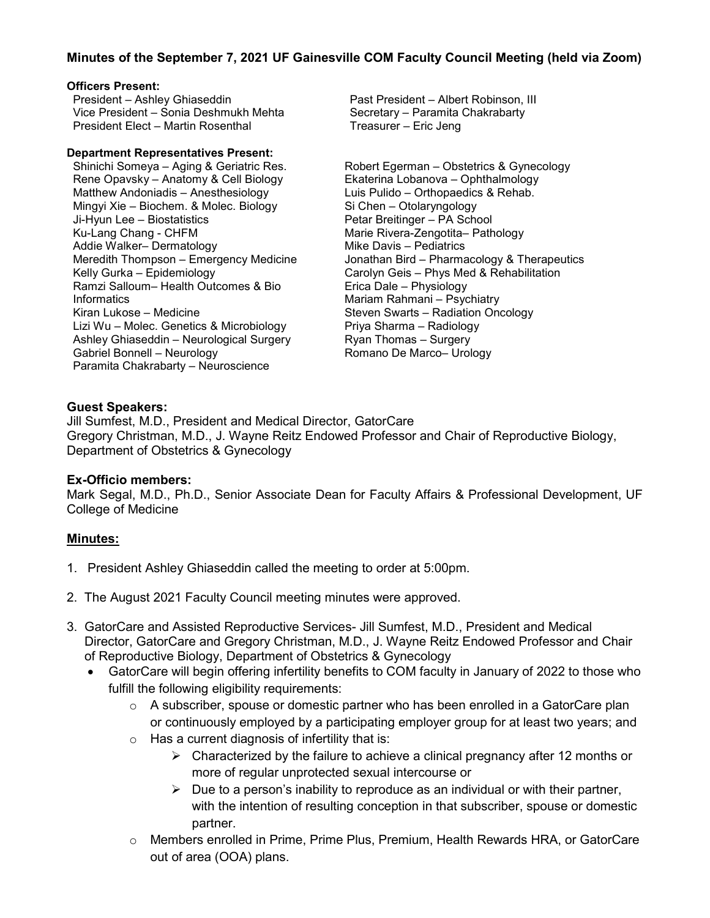**Minutes of the September 7, 2021 UF Gainesville COM Faculty Council Meeting (held via Zoom)**

**Officers Present:**

President – Ashley Ghiaseddin
Vice President – Sonia Deshmukh Mehta
President Elect – Martin Rosenthal
Past President – Albert Robinson, III
Secretary – Paramita Chakrabarty
Treasurer – Eric Jeng

**Department Representatives Present:**

Shinichi Someya – Aging & Geriatric Res.
Rene Opavsky – Anatomy & Cell Biology
Matthew Andoniadis – Anesthesiology
Mingyi Xie – Biochem. & Molec. Biology
Ji-Hyun Lee – Biostatistics
Ku-Lang Chang - CHFM
Addie Walker– Dermatology
Meredith Thompson – Emergency Medicine
Kelly Gurka – Epidemiology
Ramzi Salloum– Health Outcomes & Bio Informatics
Kiran Lukose – Medicine
Lizi Wu – Molec. Genetics & Microbiology
Ashley Ghiaseddin – Neurological Surgery
Gabriel Bonnell – Neurology
Paramita Chakrabarty – Neuroscience
Robert Egerman – Obstetrics & Gynecology
Ekaterina Lobanova – Ophthalmology
Luis Pulido – Orthopaedics & Rehab.
Si Chen – Otolaryngology
Petar Breitinger – PA School
Marie Rivera-Zengotita– Pathology
Mike Davis – Pediatrics
Jonathan Bird – Pharmacology & Therapeutics
Carolyn Geis – Phys Med & Rehabilitation
Erica Dale – Physiology
Mariam Rahmani – Psychiatry
Steven Swarts – Radiation Oncology
Priya Sharma – Radiology
Ryan Thomas – Surgery
Romano De Marco– Urology

**Guest Speakers:**

Jill Sumfest, M.D., President and Medical Director, GatorCare
Gregory Christman, M.D., J. Wayne Reitz Endowed Professor and Chair of Reproductive Biology, Department of Obstetrics & Gynecology

**Ex-Officio members:**

Mark Segal, M.D., Ph.D., Senior Associate Dean for Faculty Affairs & Professional Development, UF College of Medicine

**Minutes:**

1. President Ashley Ghiaseddin called the meeting to order at 5:00pm.
2. The August 2021 Faculty Council meeting minutes were approved.
3. GatorCare and Assisted Reproductive Services- Jill Sumfest, M.D., President and Medical Director, GatorCare and Gregory Christman, M.D., J. Wayne Reitz Endowed Professor and Chair of Reproductive Biology, Department of Obstetrics & Gynecology
   - GatorCare will begin offering infertility benefits to COM faculty in January of 2022 to those who fulfill the following eligibility requirements:
     - A subscriber, spouse or domestic partner who has been enrolled in a GatorCare plan or continuously employed by a participating employer group for at least two years; and
     - Has a current diagnosis of infertility that is:
       - Characterized by the failure to achieve a clinical pregnancy after 12 months or more of regular unprotected sexual intercourse or
       - Due to a person's inability to reproduce as an individual or with their partner, with the intention of resulting conception in that subscriber, spouse or domestic partner.
     - Members enrolled in Prime, Prime Plus, Premium, Health Rewards HRA, or GatorCare out of area (OOA) plans.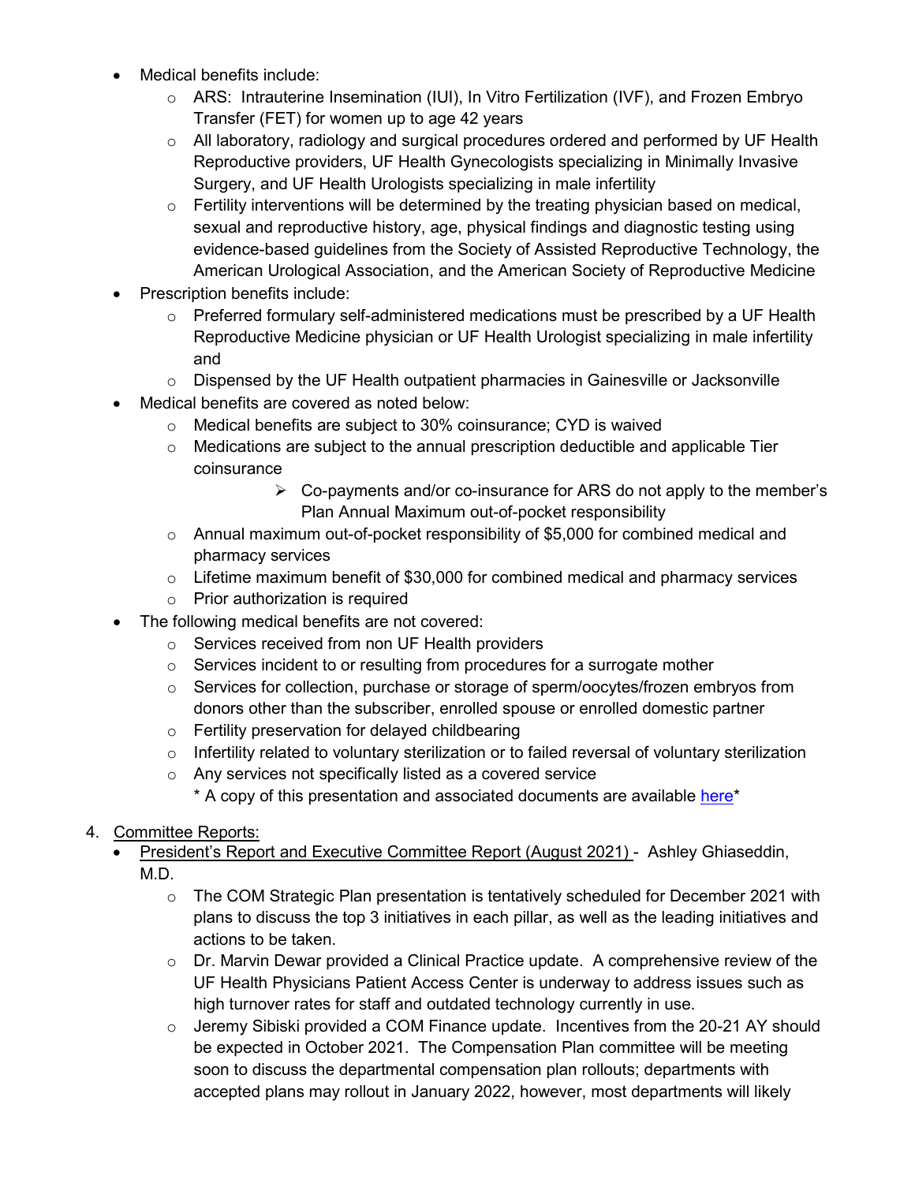- Medical benefits include:
  - ARS: Intrauterine Insemination (IUI), In Vitro Fertilization (IVF), and Frozen Embryo Transfer (FET) for women up to age 42 years
  - All laboratory, radiology and surgical procedures ordered and performed by UF Health Reproductive providers, UF Health Gynecologists specializing in Minimally Invasive Surgery, and UF Health Urologists specializing in male infertility
  - Fertility interventions will be determined by the treating physician based on medical, sexual and reproductive history, age, physical findings and diagnostic testing using evidence-based guidelines from the Society of Assisted Reproductive Technology, the American Urological Association, and the American Society of Reproductive Medicine
- Prescription benefits include:
  - Preferred formulary self-administered medications must be prescribed by a UF Health Reproductive Medicine physician or UF Health Urologist specializing in male infertility and
  - Dispensed by the UF Health outpatient pharmacies in Gainesville or Jacksonville
- Medical benefits are covered as noted below:
  - Medical benefits are subject to 30% coinsurance; CYD is waived
  - Medications are subject to the annual prescription deductible and applicable Tier coinsurance
    - Co-payments and/or co-insurance for ARS do not apply to the member's Plan Annual Maximum out-of-pocket responsibility
  - Annual maximum out-of-pocket responsibility of $5,000 for combined medical and pharmacy services
  - Lifetime maximum benefit of $30,000 for combined medical and pharmacy services
  - Prior authorization is required
- The following medical benefits are not covered:
  - Services received from non UF Health providers
  - Services incident to or resulting from procedures for a surrogate mother
  - Services for collection, purchase or storage of sperm/oocytes/frozen embryos from donors other than the subscriber, enrolled spouse or enrolled domestic partner
  - Fertility preservation for delayed childbearing
  - Infertility related to voluntary sterilization or to failed reversal of voluntary sterilization
  - Any services not specifically listed as a covered service

    \* A copy of this presentation and associated documents are available here\*

4. Committee Reports:
   - President's Report and Executive Committee Report (August 2021) - Ashley Ghiaseddin, M.D.
     - The COM Strategic Plan presentation is tentatively scheduled for December 2021 with plans to discuss the top 3 initiatives in each pillar, as well as the leading initiatives and actions to be taken.
     - Dr. Marvin Dewar provided a Clinical Practice update. A comprehensive review of the UF Health Physicians Patient Access Center is underway to address issues such as high turnover rates for staff and outdated technology currently in use.
     - Jeremy Sibiski provided a COM Finance update. Incentives from the 20-21 AY should be expected in October 2021. The Compensation Plan committee will be meeting soon to discuss the departmental compensation plan rollouts; departments with accepted plans may rollout in January 2022, however, most departments will likely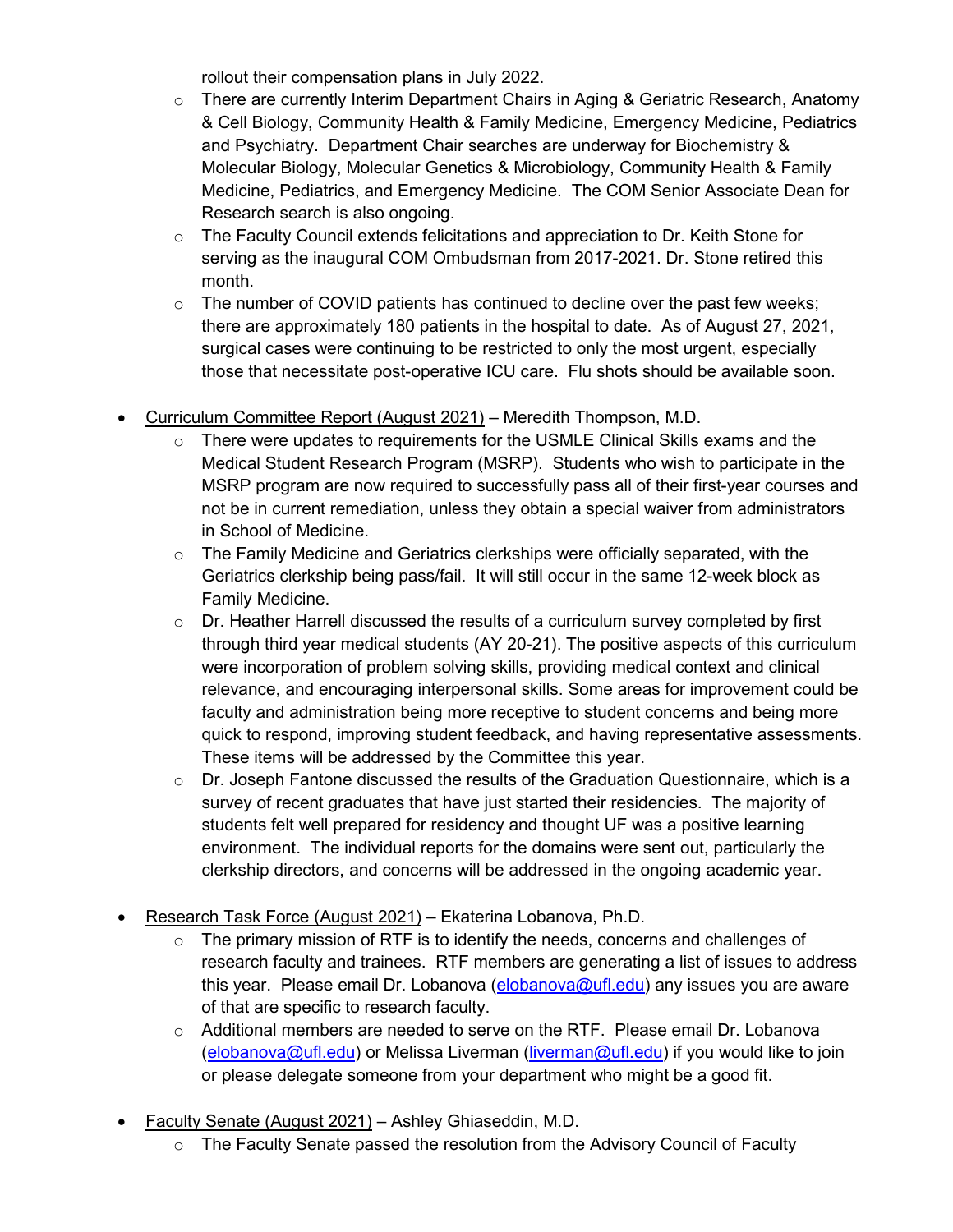rollout their compensation plans in July 2022.
  - There are currently Interim Department Chairs in Aging & Geriatric Research, Anatomy & Cell Biology, Community Health & Family Medicine, Emergency Medicine, Pediatrics and Psychiatry. Department Chair searches are underway for Biochemistry & Molecular Biology, Molecular Genetics & Microbiology, Community Health & Family Medicine, Pediatrics, and Emergency Medicine. The COM Senior Associate Dean for Research search is also ongoing.
  - The Faculty Council extends felicitations and appreciation to Dr. Keith Stone for serving as the inaugural COM Ombudsman from 2017-2021. Dr. Stone retired this month.
  - The number of COVID patients has continued to decline over the past few weeks; there are approximately 180 patients in the hospital to date. As of August 27, 2021, surgical cases were continuing to be restricted to only the most urgent, especially those that necessitate post-operative ICU care. Flu shots should be available soon.

- <u>Curriculum Committee Report (August 2021)</u> – Meredith Thompson, M.D.
  - There were updates to requirements for the USMLE Clinical Skills exams and the Medical Student Research Program (MSRP). Students who wish to participate in the MSRP program are now required to successfully pass all of their first-year courses and not be in current remediation, unless they obtain a special waiver from administrators in School of Medicine.
  - The Family Medicine and Geriatrics clerkships were officially separated, with the Geriatrics clerkship being pass/fail. It will still occur in the same 12-week block as Family Medicine.
  - Dr. Heather Harrell discussed the results of a curriculum survey completed by first through third year medical students (AY 20-21). The positive aspects of this curriculum were incorporation of problem solving skills, providing medical context and clinical relevance, and encouraging interpersonal skills. Some areas for improvement could be faculty and administration being more receptive to student concerns and being more quick to respond, improving student feedback, and having representative assessments. These items will be addressed by the Committee this year.
  - Dr. Joseph Fantone discussed the results of the Graduation Questionnaire, which is a survey of recent graduates that have just started their residencies. The majority of students felt well prepared for residency and thought UF was a positive learning environment. The individual reports for the domains were sent out, particularly the clerkship directors, and concerns will be addressed in the ongoing academic year.

- <u>Research Task Force (August 2021)</u> – Ekaterina Lobanova, Ph.D.
  - The primary mission of RTF is to identify the needs, concerns and challenges of research faculty and trainees. RTF members are generating a list of issues to address this year. Please email Dr. Lobanova (elobanova@ufl.edu) any issues you are aware of that are specific to research faculty.
  - Additional members are needed to serve on the RTF. Please email Dr. Lobanova (elobanova@ufl.edu) or Melissa Liverman (liverman@ufl.edu) if you would like to join or please delegate someone from your department who might be a good fit.

- <u>Faculty Senate (August 2021)</u> – Ashley Ghiaseddin, M.D.
  - The Faculty Senate passed the resolution from the Advisory Council of Faculty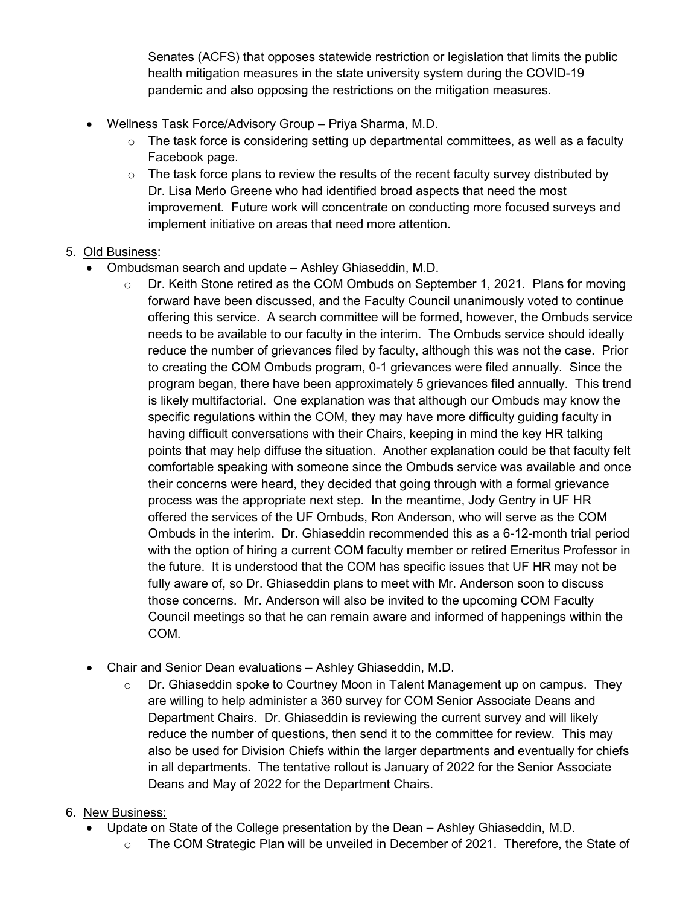Senates (ACFS) that opposes statewide restriction or legislation that limits the public health mitigation measures in the state university system during the COVID-19 pandemic and also opposing the restrictions on the mitigation measures.

- Wellness Task Force/Advisory Group – Priya Sharma, M.D.
    - The task force is considering setting up departmental committees, as well as a faculty Facebook page.
    - The task force plans to review the results of the recent faculty survey distributed by Dr. Lisa Merlo Greene who had identified broad aspects that need the most improvement. Future work will concentrate on conducting more focused surveys and implement initiative on areas that need more attention.

5. <u>Old Business</u>:
    - Ombudsman search and update – Ashley Ghiaseddin, M.D.
        - Dr. Keith Stone retired as the COM Ombuds on September 1, 2021. Plans for moving forward have been discussed, and the Faculty Council unanimously voted to continue offering this service. A search committee will be formed, however, the Ombuds service needs to be available to our faculty in the interim. The Ombuds service should ideally reduce the number of grievances filed by faculty, although this was not the case. Prior to creating the COM Ombuds program, 0-1 grievances were filed annually. Since the program began, there have been approximately 5 grievances filed annually. This trend is likely multifactorial. One explanation was that although our Ombuds may know the specific regulations within the COM, they may have more difficulty guiding faculty in having difficult conversations with their Chairs, keeping in mind the key HR talking points that may help diffuse the situation. Another explanation could be that faculty felt comfortable speaking with someone since the Ombuds service was available and once their concerns were heard, they decided that going through with a formal grievance process was the appropriate next step. In the meantime, Jody Gentry in UF HR offered the services of the UF Ombuds, Ron Anderson, who will serve as the COM Ombuds in the interim. Dr. Ghiaseddin recommended this as a 6-12-month trial period with the option of hiring a current COM faculty member or retired Emeritus Professor in the future. It is understood that the COM has specific issues that UF HR may not be fully aware of, so Dr. Ghiaseddin plans to meet with Mr. Anderson soon to discuss those concerns. Mr. Anderson will also be invited to the upcoming COM Faculty Council meetings so that he can remain aware and informed of happenings within the COM.
    - Chair and Senior Dean evaluations – Ashley Ghiaseddin, M.D.
        - Dr. Ghiaseddin spoke to Courtney Moon in Talent Management up on campus. They are willing to help administer a 360 survey for COM Senior Associate Deans and Department Chairs. Dr. Ghiaseddin is reviewing the current survey and will likely reduce the number of questions, then send it to the committee for review. This may also be used for Division Chiefs within the larger departments and eventually for chiefs in all departments. The tentative rollout is January of 2022 for the Senior Associate Deans and May of 2022 for the Department Chairs.

6. <u>New Business:</u>
    - Update on State of the College presentation by the Dean – Ashley Ghiaseddin, M.D.
        - The COM Strategic Plan will be unveiled in December of 2021. Therefore, the State of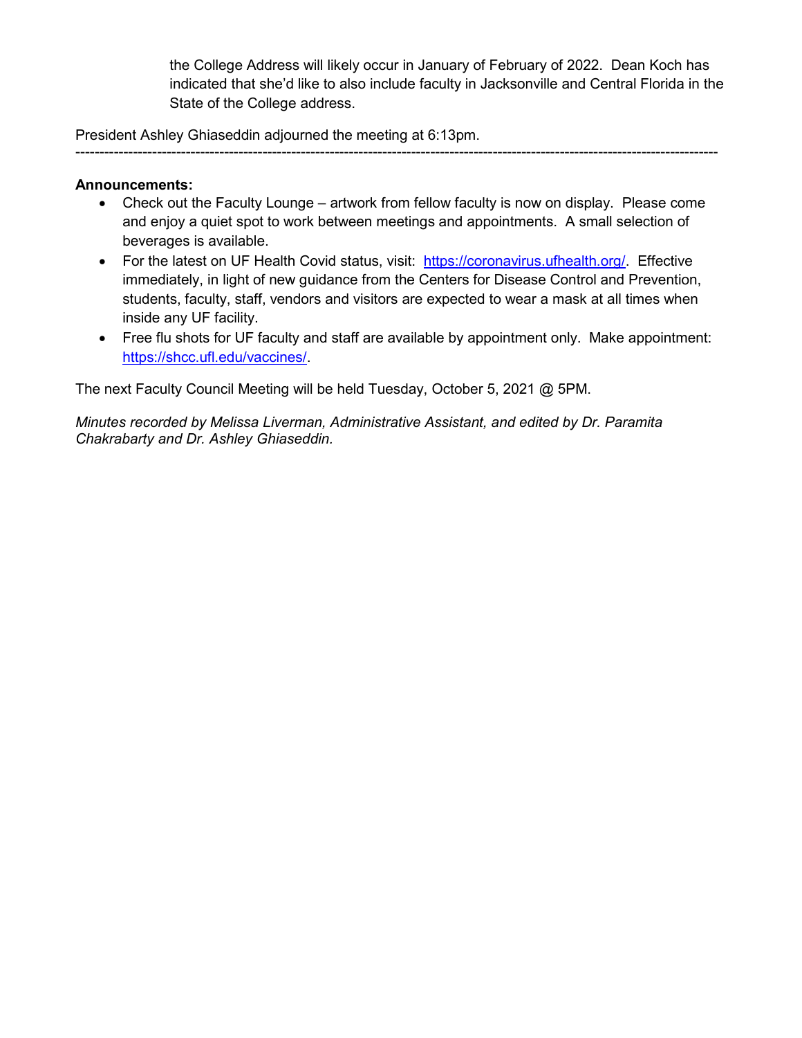the College Address will likely occur in January of February of 2022. Dean Koch has indicated that she'd like to also include faculty in Jacksonville and Central Florida in the State of the College address.

President Ashley Ghiaseddin adjourned the meeting at 6:13pm.

---

**Announcements:**

- Check out the Faculty Lounge – artwork from fellow faculty is now on display. Please come and enjoy a quiet spot to work between meetings and appointments. A small selection of beverages is available.
- For the latest on UF Health Covid status, visit: [https://coronavirus.ufhealth.org/](https://coronavirus.ufhealth.org/). Effective immediately, in light of new guidance from the Centers for Disease Control and Prevention, students, faculty, staff, vendors and visitors are expected to wear a mask at all times when inside any UF facility.
- Free flu shots for UF faculty and staff are available by appointment only. Make appointment: [https://shcc.ufl.edu/vaccines/](https://shcc.ufl.edu/vaccines/).

The next Faculty Council Meeting will be held Tuesday, October 5, 2021 @ 5PM.

*Minutes recorded by Melissa Liverman, Administrative Assistant, and edited by Dr. Paramita Chakrabarty and Dr. Ashley Ghiaseddin.*